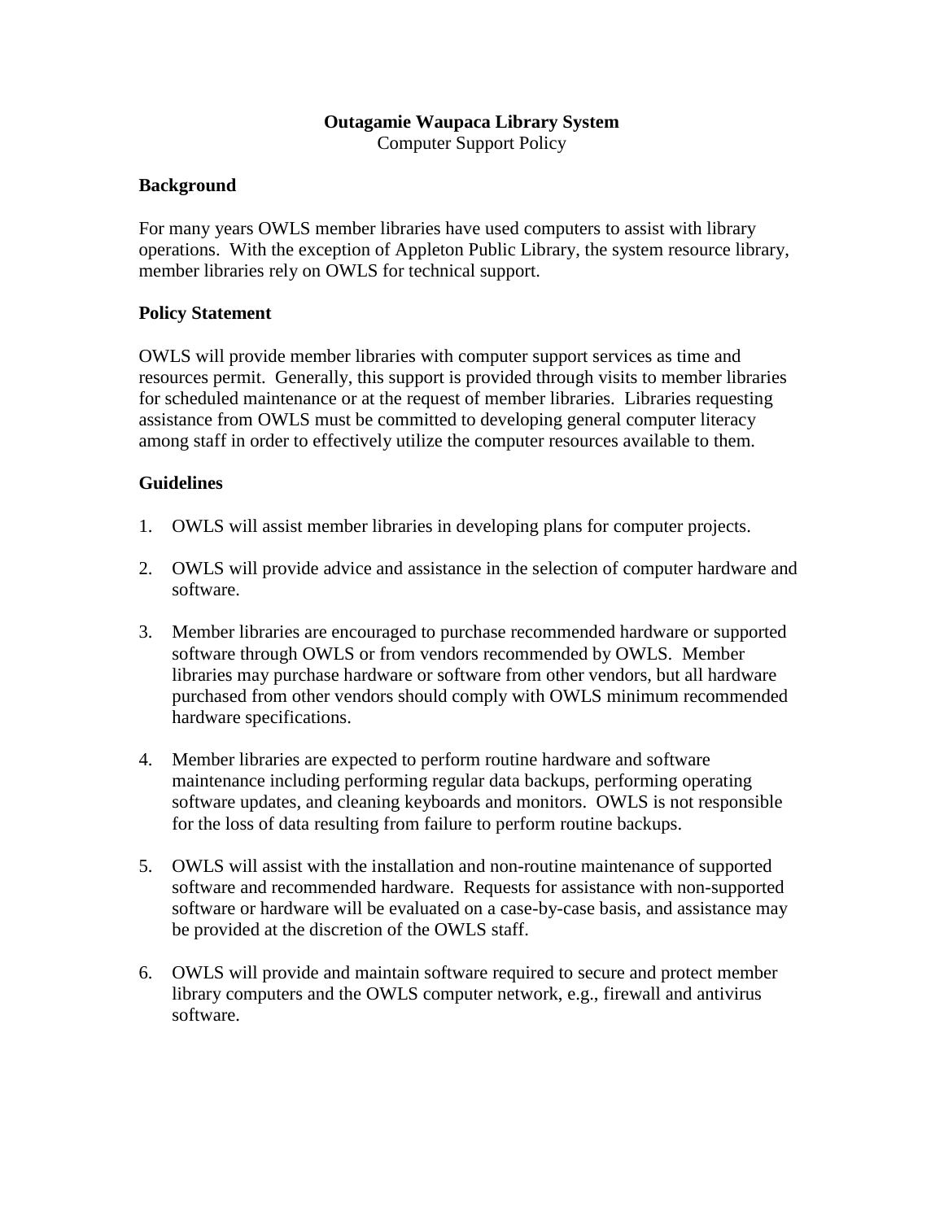**Outagamie Waupaca Library System**
Computer Support Policy

## Background

For many years OWLS member libraries have used computers to assist with library operations. With the exception of Appleton Public Library, the system resource library, member libraries rely on OWLS for technical support.

## Policy Statement

OWLS will provide member libraries with computer support services as time and resources permit. Generally, this support is provided through visits to member libraries for scheduled maintenance or at the request of member libraries. Libraries requesting assistance from OWLS must be committed to developing general computer literacy among staff in order to effectively utilize the computer resources available to them.

## Guidelines

1. OWLS will assist member libraries in developing plans for computer projects.

2. OWLS will provide advice and assistance in the selection of computer hardware and software.

3. Member libraries are encouraged to purchase recommended hardware or supported software through OWLS or from vendors recommended by OWLS. Member libraries may purchase hardware or software from other vendors, but all hardware purchased from other vendors should comply with OWLS minimum recommended hardware specifications.

4. Member libraries are expected to perform routine hardware and software maintenance including performing regular data backups, performing operating software updates, and cleaning keyboards and monitors. OWLS is not responsible for the loss of data resulting from failure to perform routine backups.

5. OWLS will assist with the installation and non-routine maintenance of supported software and recommended hardware. Requests for assistance with non-supported software or hardware will be evaluated on a case-by-case basis, and assistance may be provided at the discretion of the OWLS staff.

6. OWLS will provide and maintain software required to secure and protect member library computers and the OWLS computer network, e.g., firewall and antivirus software.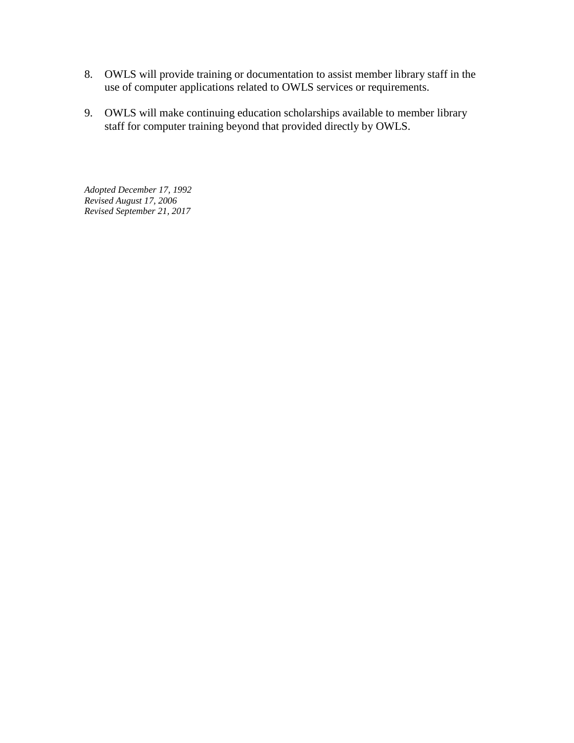8. OWLS will provide training or documentation to assist member library staff in the use of computer applications related to OWLS services or requirements.

9. OWLS will make continuing education scholarships available to member library staff for computer training beyond that provided directly by OWLS.

*Adopted December 17, 1992*
*Revised August 17, 2006*
*Revised September 21, 2017*